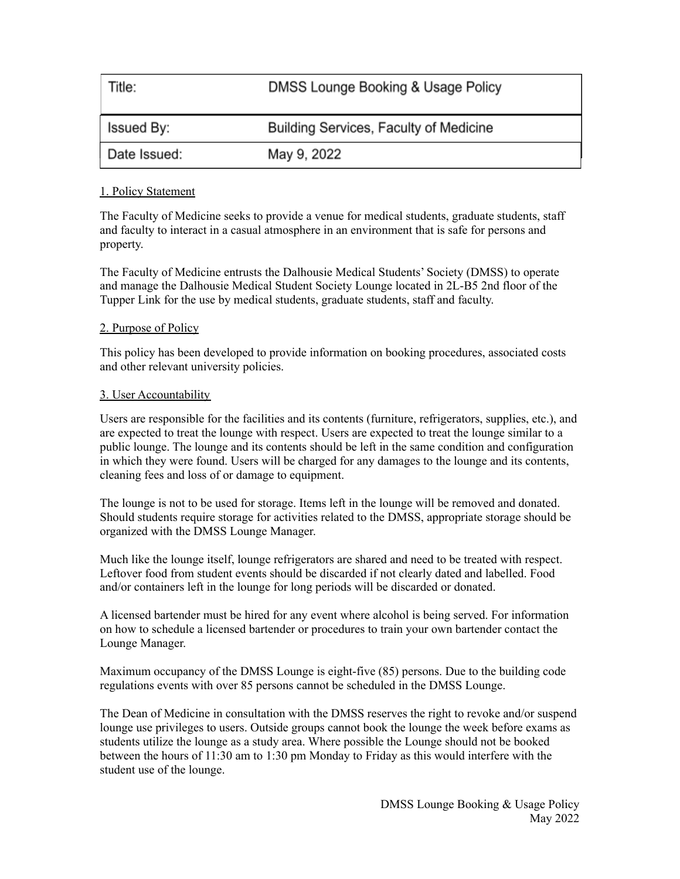| Title: | DMSS Lounge Booking & Usage Policy |
| --- | --- |
| Issued By: | Building Services, Faculty of Medicine |
| Date Issued: | May 9, 2022 |

## 1. Policy Statement

The Faculty of Medicine seeks to provide a venue for medical students, graduate students, staff and faculty to interact in a casual atmosphere in an environment that is safe for persons and property.

The Faculty of Medicine entrusts the Dalhousie Medical Students' Society (DMSS) to operate and manage the Dalhousie Medical Student Society Lounge located in 2L-B5 2nd floor of the Tupper Link for the use by medical students, graduate students, staff and faculty.

## 2. Purpose of Policy

This policy has been developed to provide information on booking procedures, associated costs and other relevant university policies.

## 3. User Accountability

Users are responsible for the facilities and its contents (furniture, refrigerators, supplies, etc.), and are expected to treat the lounge with respect. Users are expected to treat the lounge similar to a public lounge. The lounge and its contents should be left in the same condition and configuration in which they were found. Users will be charged for any damages to the lounge and its contents, cleaning fees and loss of or damage to equipment.

The lounge is not to be used for storage. Items left in the lounge will be removed and donated. Should students require storage for activities related to the DMSS, appropriate storage should be organized with the DMSS Lounge Manager.

Much like the lounge itself, lounge refrigerators are shared and need to be treated with respect. Leftover food from student events should be discarded if not clearly dated and labelled. Food and/or containers left in the lounge for long periods will be discarded or donated.

A licensed bartender must be hired for any event where alcohol is being served. For information on how to schedule a licensed bartender or procedures to train your own bartender contact the Lounge Manager.

Maximum occupancy of the DMSS Lounge is eight-five (85) persons. Due to the building code regulations events with over 85 persons cannot be scheduled in the DMSS Lounge.

The Dean of Medicine in consultation with the DMSS reserves the right to revoke and/or suspend lounge use privileges to users. Outside groups cannot book the lounge the week before exams as students utilize the lounge as a study area. Where possible the Lounge should not be booked between the hours of 11:30 am to 1:30 pm Monday to Friday as this would interfere with the student use of the lounge.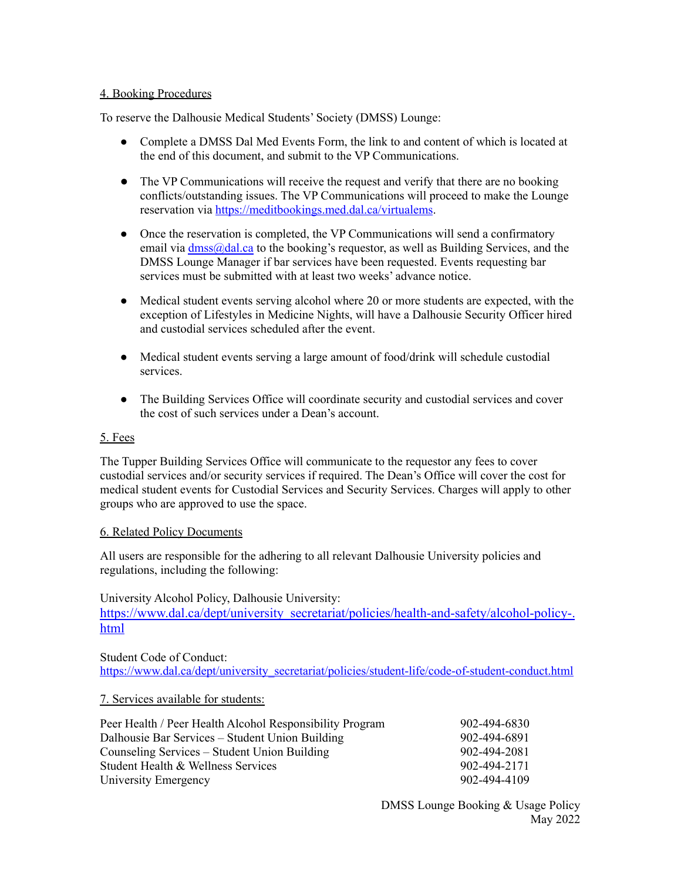## 4. Booking Procedures

To reserve the Dalhousie Medical Students' Society (DMSS) Lounge:

- Complete a DMSS Dal Med Events Form, the link to and content of which is located at the end of this document, and submit to the VP Communications.
- The VP Communications will receive the request and verify that there are no booking conflicts/outstanding issues. The VP Communications will proceed to make the Lounge reservation via https://meditbookings.med.dal.ca/virtualems.
- Once the reservation is completed, the VP Communications will send a confirmatory email via dmss@dal.ca to the booking's requestor, as well as Building Services, and the DMSS Lounge Manager if bar services have been requested. Events requesting bar services must be submitted with at least two weeks' advance notice.
- Medical student events serving alcohol where 20 or more students are expected, with the exception of Lifestyles in Medicine Nights, will have a Dalhousie Security Officer hired and custodial services scheduled after the event.
- Medical student events serving a large amount of food/drink will schedule custodial services.
- The Building Services Office will coordinate security and custodial services and cover the cost of such services under a Dean's account.

## 5. Fees

The Tupper Building Services Office will communicate to the requestor any fees to cover custodial services and/or security services if required. The Dean's Office will cover the cost for medical student events for Custodial Services and Security Services. Charges will apply to other groups who are approved to use the space.

## 6. Related Policy Documents

All users are responsible for the adhering to all relevant Dalhousie University policies and regulations, including the following:

University Alcohol Policy, Dalhousie University:
https://www.dal.ca/dept/university_secretariat/policies/health-and-safety/alcohol-policy-.html

Student Code of Conduct:
https://www.dal.ca/dept/university_secretariat/policies/student-life/code-of-student-conduct.html

## 7. Services available for students:

| | |
|---|---|
| Peer Health / Peer Health Alcohol Responsibility Program | 902-494-6830 |
| Dalhousie Bar Services – Student Union Building | 902-494-6891 |
| Counseling Services – Student Union Building | 902-494-2081 |
| Student Health & Wellness Services | 902-494-2171 |
| University Emergency | 902-494-4109 |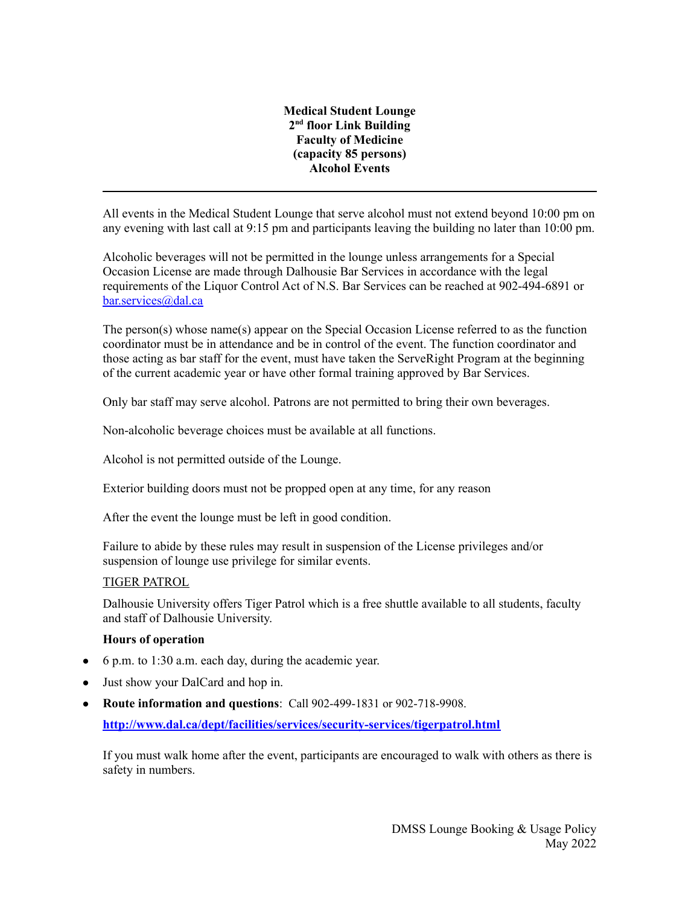**Medical Student Lounge**
**2nd floor Link Building**
**Faculty of Medicine**
**(capacity 85 persons)**
**Alcohol Events**

---

All events in the Medical Student Lounge that serve alcohol must not extend beyond 10:00 pm on any evening with last call at 9:15 pm and participants leaving the building no later than 10:00 pm.

Alcoholic beverages will not be permitted in the lounge unless arrangements for a Special Occasion License are made through Dalhousie Bar Services in accordance with the legal requirements of the Liquor Control Act of N.S. Bar Services can be reached at 902-494-6891 or [bar.services@dal.ca](mailto:bar.services@dal.ca)

The person(s) whose name(s) appear on the Special Occasion License referred to as the function coordinator must be in attendance and be in control of the event. The function coordinator and those acting as bar staff for the event, must have taken the ServeRight Program at the beginning of the current academic year or have other formal training approved by Bar Services.

Only bar staff may serve alcohol. Patrons are not permitted to bring their own beverages.

Non-alcoholic beverage choices must be available at all functions.

Alcohol is not permitted outside of the Lounge.

Exterior building doors must not be propped open at any time, for any reason

After the event the lounge must be left in good condition.

Failure to abide by these rules may result in suspension of the License privileges and/or suspension of lounge use privilege for similar events.

TIGER PATROL

Dalhousie University offers Tiger Patrol which is a free shuttle available to all students, faculty and staff of Dalhousie University.

**Hours of operation**

- 6 p.m. to 1:30 a.m. each day, during the academic year.
- Just show your DalCard and hop in.
- **Route information and questions**: Call 902-499-1831 or 902-718-9908.

  **[http://www.dal.ca/dept/facilities/services/security-services/tigerpatrol.html](http://www.dal.ca/dept/facilities/services/security-services/tigerpatrol.html)**

If you must walk home after the event, participants are encouraged to walk with others as there is safety in numbers.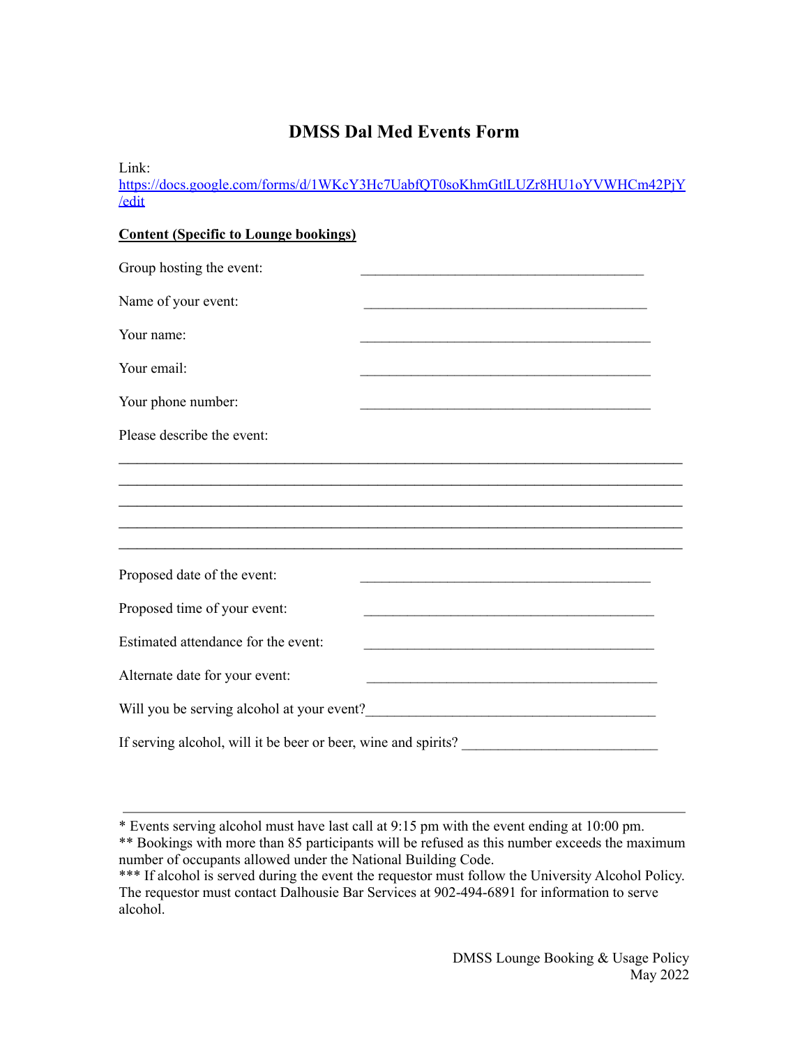# DMSS Dal Med Events Form

Link: [https://docs.google.com/forms/d/1WKcY3Hc7UabfQT0soKhmGtlLUZr8HU1oYVWHCm42PjY/edit](https://docs.google.com/forms/d/1WKcY3Hc7UabfQT0soKhmGtlLUZr8HU1oYVWHCm42PjY/edit)

**Content (Specific to Lounge bookings)**

Group hosting the event: ________________________________________

Name of your event: ________________________________________

Your name: ________________________________________

Your email: ________________________________________

Your phone number: ________________________________________

Please describe the event:

________________________________________________________________________________

________________________________________________________________________________

________________________________________________________________________________

________________________________________________________________________________

________________________________________________________________________________

Proposed date of the event: ________________________________________

Proposed time of your event: ________________________________________

Estimated attendance for the event: ________________________________________

Alternate date for your event: ________________________________________

Will you be serving alcohol at your event?________________________________________

If serving alcohol, will it be beer or beer, wine and spirits? ___________________________

---

* Events serving alcohol must have last call at 9:15 pm with the event ending at 10:00 pm.
** Bookings with more than 85 participants will be refused as this number exceeds the maximum number of occupants allowed under the National Building Code.
*** If alcohol is served during the event the requestor must follow the University Alcohol Policy. The requestor must contact Dalhousie Bar Services at 902-494-6891 for information to serve alcohol.